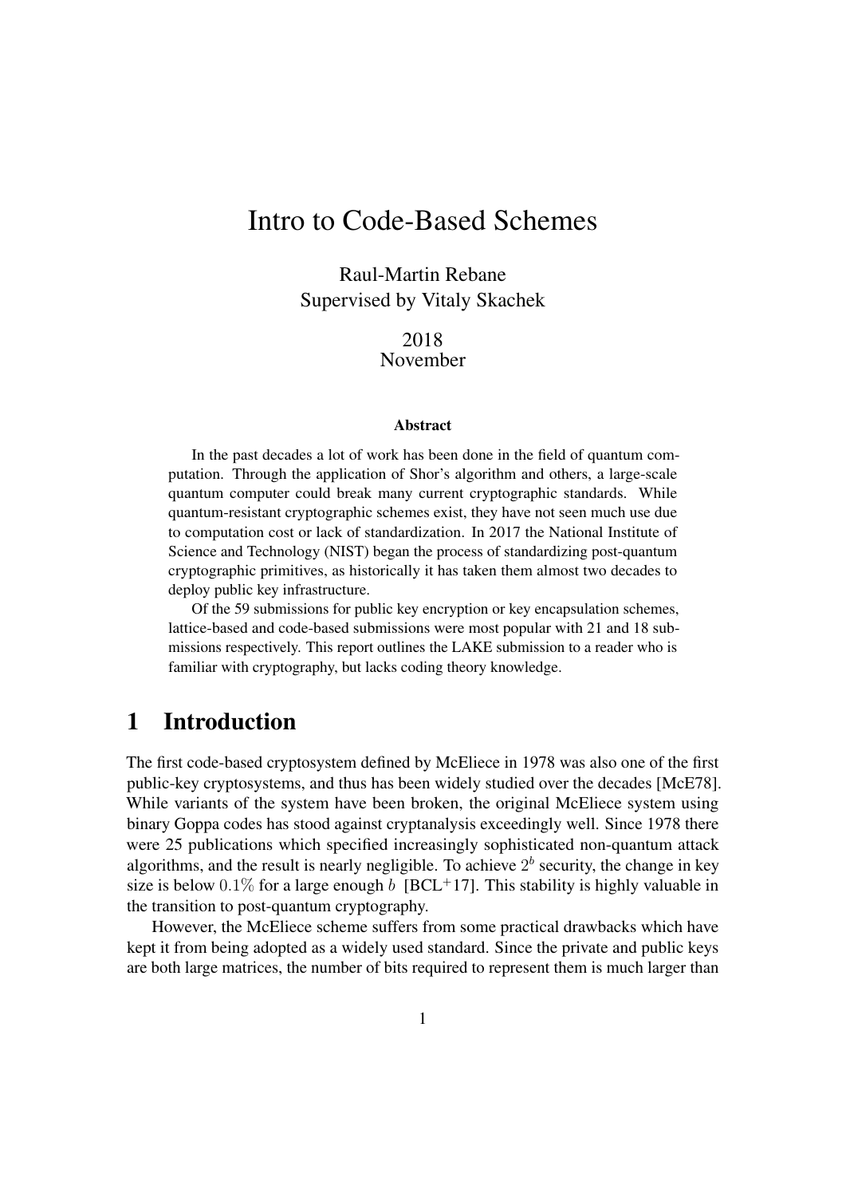# Intro to Code-Based Schemes

Raul-Martin Rebane
Supervised by Vitaly Skachek

2018
November

**Abstract**

In the past decades a lot of work has been done in the field of quantum computation. Through the application of Shor's algorithm and others, a large-scale quantum computer could break many current cryptographic standards. While quantum-resistant cryptographic schemes exist, they have not seen much use due to computation cost or lack of standardization. In 2017 the National Institute of Science and Technology (NIST) began the process of standardizing post-quantum cryptographic primitives, as historically it has taken them almost two decades to deploy public key infrastructure.

Of the 59 submissions for public key encryption or key encapsulation schemes, lattice-based and code-based submissions were most popular with 21 and 18 submissions respectively. This report outlines the LAKE submission to a reader who is familiar with cryptography, but lacks coding theory knowledge.

## 1 Introduction

The first code-based cryptosystem defined by McEliece in 1978 was also one of the first public-key cryptosystems, and thus has been widely studied over the decades [McE78]. While variants of the system have been broken, the original McEliece system using binary Goppa codes has stood against cryptanalysis exceedingly well. Since 1978 there were 25 publications which specified increasingly sophisticated non-quantum attack algorithms, and the result is nearly negligible. To achieve $2^b$ security, the change in key size is below $0.1\%$ for a large enough $b$ [BCL+17]. This stability is highly valuable in the transition to post-quantum cryptography.

However, the McEliece scheme suffers from some practical drawbacks which have kept it from being adopted as a widely used standard. Since the private and public keys are both large matrices, the number of bits required to represent them is much larger than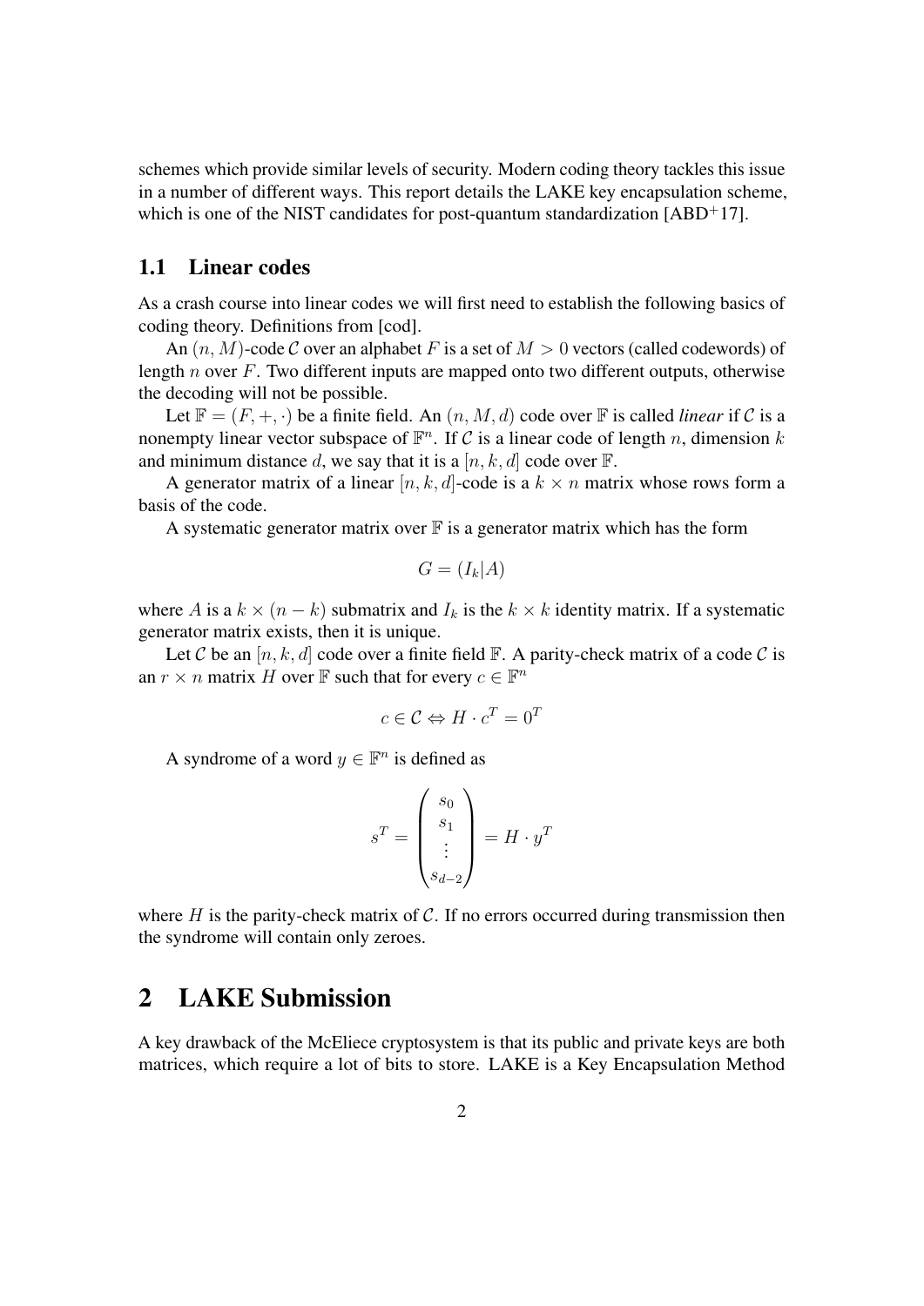schemes which provide similar levels of security. Modern coding theory tackles this issue in a number of different ways. This report details the LAKE key encapsulation scheme, which is one of the NIST candidates for post-quantum standardization [ABD+17].

### 1.1 Linear codes

As a crash course into linear codes we will first need to establish the following basics of coding theory. Definitions from [cod].

An $(n, M)$-code $\mathcal{C}$ over an alphabet $F$ is a set of $M > 0$ vectors (called codewords) of length $n$ over $F$. Two different inputs are mapped onto two different outputs, otherwise the decoding will not be possible.

Let $\mathbb{F} = (F, +, \cdot)$ be a finite field. An $(n, M, d)$ code over $\mathbb{F}$ is called *linear* if $\mathcal{C}$ is a nonempty linear vector subspace of $\mathbb{F}^n$. If $\mathcal{C}$ is a linear code of length $n$, dimension $k$ and minimum distance $d$, we say that it is a $[n, k, d]$ code over $\mathbb{F}$.

A generator matrix of a linear $[n, k, d]$-code is a $k \times n$ matrix whose rows form a basis of the code.

A systematic generator matrix over $\mathbb{F}$ is a generator matrix which has the form

$$G = (I_k | A)$$

where $A$ is a $k \times (n - k)$ submatrix and $I_k$ is the $k \times k$ identity matrix. If a systematic generator matrix exists, then it is unique.

Let $\mathcal{C}$ be an $[n, k, d]$ code over a finite field $\mathbb{F}$. A parity-check matrix of a code $\mathcal{C}$ is an $r \times n$ matrix $H$ over $\mathbb{F}$ such that for every $c \in \mathbb{F}^n$

$$c \in \mathcal{C} \Leftrightarrow H \cdot c^T = 0^T$$

A syndrome of a word $y \in \mathbb{F}^n$ is defined as

$$s^T = \begin{pmatrix} s_0 \\ s_1 \\ \vdots \\ s_{d-2} \end{pmatrix} = H \cdot y^T$$

where $H$ is the parity-check matrix of $\mathcal{C}$. If no errors occurred during transmission then the syndrome will contain only zeroes.

## 2 LAKE Submission

A key drawback of the McEliece cryptosystem is that its public and private keys are both matrices, which require a lot of bits to store. LAKE is a Key Encapsulation Method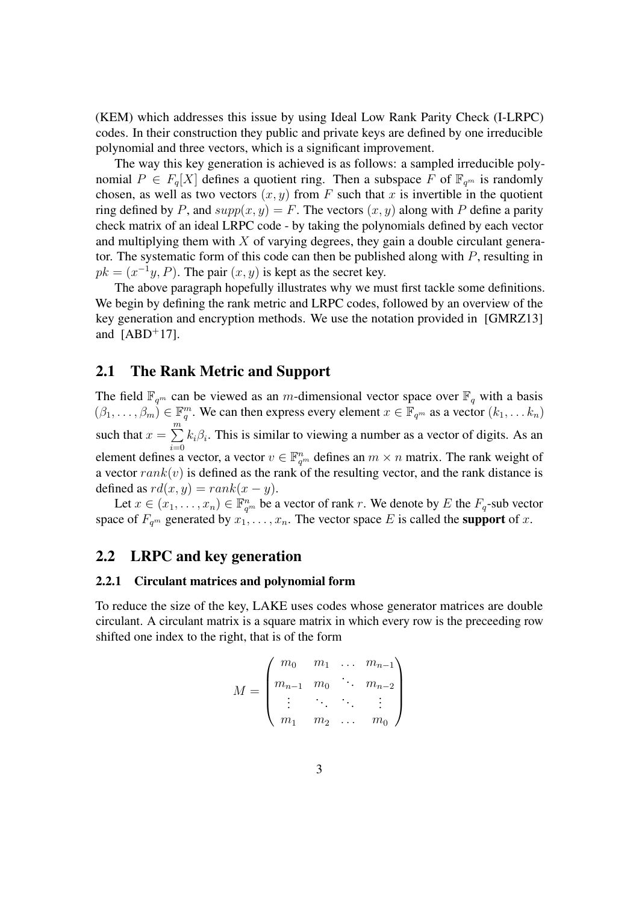(KEM) which addresses this issue by using Ideal Low Rank Parity Check (I-LRPC) codes. In their construction they public and private keys are defined by one irreducible polynomial and three vectors, which is a significant improvement.

The way this key generation is achieved is as follows: a sampled irreducible polynomial $P \in F_q[X]$ defines a quotient ring. Then a subspace $F$ of $\mathbb{F}_{q^m}$ is randomly chosen, as well as two vectors $(x, y)$ from $F$ such that $x$ is invertible in the quotient ring defined by $P$, and $supp(x, y) = F$. The vectors $(x, y)$ along with $P$ define a parity check matrix of an ideal LRPC code - by taking the polynomials defined by each vector and multiplying them with $X$ of varying degrees, they gain a double circulant generator. The systematic form of this code can then be published along with $P$, resulting in $pk = (x^{-1}y, P)$. The pair $(x, y)$ is kept as the secret key.

The above paragraph hopefully illustrates why we must first tackle some definitions. We begin by defining the rank metric and LRPC codes, followed by an overview of the key generation and encryption methods. We use the notation provided in [GMRZ13] and [ABD+17].

## 2.1 The Rank Metric and Support

The field $\mathbb{F}_{q^m}$ can be viewed as an $m$-dimensional vector space over $\mathbb{F}_q$ with a basis $(\beta_1, \ldots, \beta_m) \in \mathbb{F}_q^m$. We can then express every element $x \in \mathbb{F}_{q^m}$ as a vector $(k_1, \ldots k_n)$ such that $x = \sum_{i=0}^{m} k_i \beta_i$. This is similar to viewing a number as a vector of digits. As an element defines a vector, a vector $v \in \mathbb{F}_{q^m}^n$ defines an $m \times n$ matrix. The rank weight of a vector $rank(v)$ is defined as the rank of the resulting vector, and the rank distance is defined as $rd(x, y) = rank(x - y)$.

Let $x \in (x_1, \ldots, x_n) \in \mathbb{F}_{q^m}^n$ be a vector of rank $r$. We denote by $E$ the $F_q$-sub vector space of $F_{q^m}$ generated by $x_1, \ldots, x_n$. The vector space $E$ is called the **support** of $x$.

## 2.2 LRPC and key generation

### 2.2.1 Circulant matrices and polynomial form

To reduce the size of the key, LAKE uses codes whose generator matrices are double circulant. A circulant matrix is a square matrix in which every row is the preceeding row shifted one index to the right, that is of the form

$$M = \begin{pmatrix} m_0 & m_1 & \ldots & m_{n-1} \\ m_{n-1} & m_0 & \ddots & m_{n-2} \\ \vdots & \ddots & \ddots & \vdots \\ m_1 & m_2 & \ldots & m_0 \end{pmatrix}$$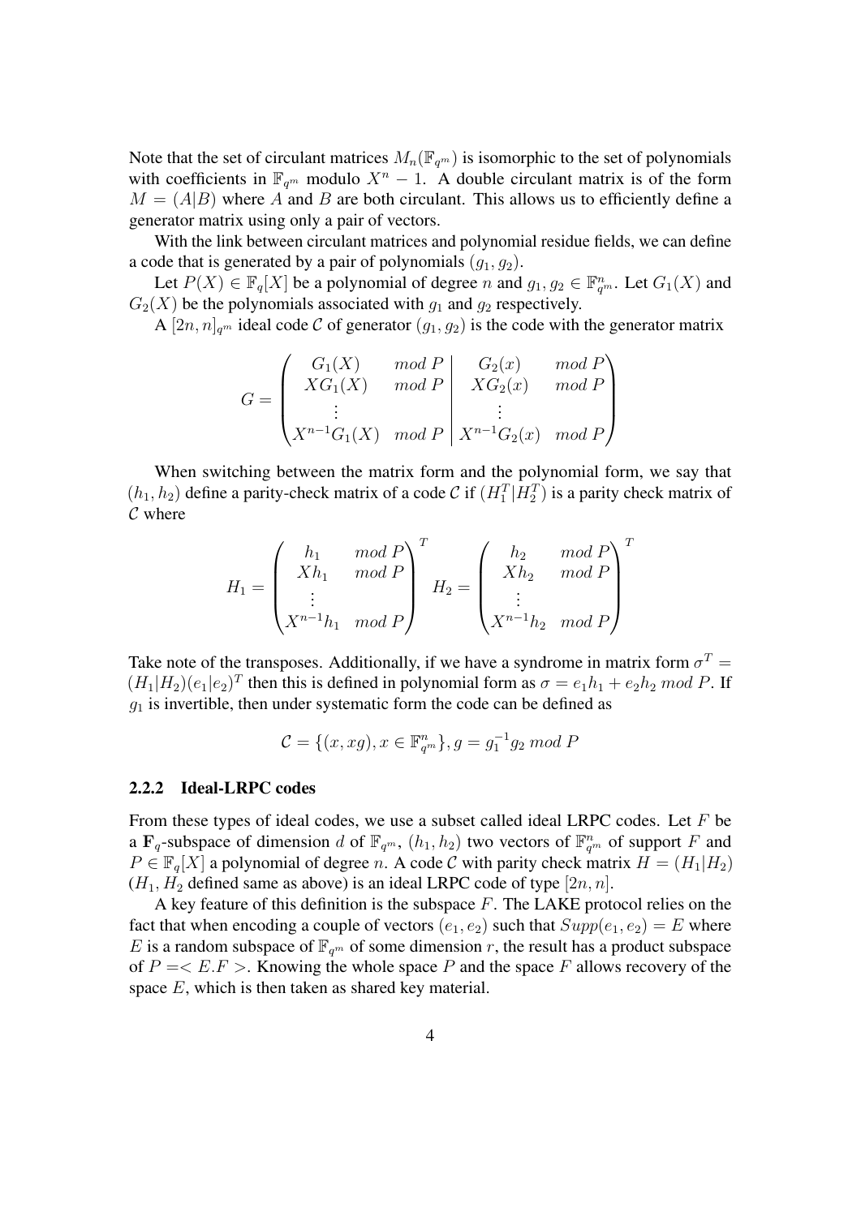Note that the set of circulant matrices $M_n(\mathbb{F}_{q^m})$ is isomorphic to the set of polynomials with coefficients in $\mathbb{F}_{q^m}$ modulo $X^n - 1$. A double circulant matrix is of the form $M = (A|B)$ where $A$ and $B$ are both circulant. This allows us to efficiently define a generator matrix using only a pair of vectors.

With the link between circulant matrices and polynomial residue fields, we can define a code that is generated by a pair of polynomials $(g_1, g_2)$.

Let $P(X) \in \mathbb{F}_q[X]$ be a polynomial of degree $n$ and $g_1, g_2 \in \mathbb{F}_{q^m}^n$. Let $G_1(X)$ and $G_2(X)$ be the polynomials associated with $g_1$ and $g_2$ respectively.

A $[2n, n]_{q^m}$ ideal code $\mathcal{C}$ of generator $(g_1, g_2)$ is the code with the generator matrix

$$G = \left(\begin{array}{cc|cc} G_1(X) & mod\ P & G_2(x) & mod\ P \\ XG_1(X) & mod\ P & XG_2(x) & mod\ P \\ \vdots & & \vdots & \\ X^{n-1}G_1(X) & mod\ P & X^{n-1}G_2(x) & mod\ P \end{array}\right)$$

When switching between the matrix form and the polynomial form, we say that $(h_1, h_2)$ define a parity-check matrix of a code $\mathcal{C}$ if $(H_1^T | H_2^T)$ is a parity check matrix of $\mathcal{C}$ where

$$H_1 = \begin{pmatrix} h_1 & mod\ P \\ Xh_1 & mod\ P \\ \vdots & \\ X^{n-1}h_1 & mod\ P \end{pmatrix}^T \quad H_2 = \begin{pmatrix} h_2 & mod\ P \\ Xh_2 & mod\ P \\ \vdots & \\ X^{n-1}h_2 & mod\ P \end{pmatrix}^T$$

Take note of the transposes. Additionally, if we have a syndrome in matrix form $\sigma^T = (H_1|H_2)(e_1|e_2)^T$ then this is defined in polynomial form as $\sigma = e_1h_1 + e_2h_2\ mod\ P$. If $g_1$ is invertible, then under systematic form the code can be defined as

$$\mathcal{C} = \{(x, xg), x \in \mathbb{F}_{q^m}^n\}, g = g_1^{-1}g_2\ mod\ P$$

### 2.2.2 Ideal-LRPC codes

From these types of ideal codes, we use a subset called ideal LRPC codes. Let $F$ be a $\mathbf{F}_q$-subspace of dimension $d$ of $\mathbb{F}_{q^m}$, $(h_1, h_2)$ two vectors of $\mathbb{F}_{q^m}^n$ of support $F$ and $P \in \mathbb{F}_q[X]$ a polynomial of degree $n$. A code $\mathcal{C}$ with parity check matrix $H = (H_1|H_2)$ ($H_1, H_2$ defined same as above) is an ideal LRPC code of type $[2n, n]$.

A key feature of this definition is the subspace $F$. The LAKE protocol relies on the fact that when encoding a couple of vectors $(e_1, e_2)$ such that $Supp(e_1, e_2) = E$ where $E$ is a random subspace of $\mathbb{F}_{q^m}$ of some dimension $r$, the result has a product subspace of $P = < E.F >$. Knowing the whole space $P$ and the space $F$ allows recovery of the space $E$, which is then taken as shared key material.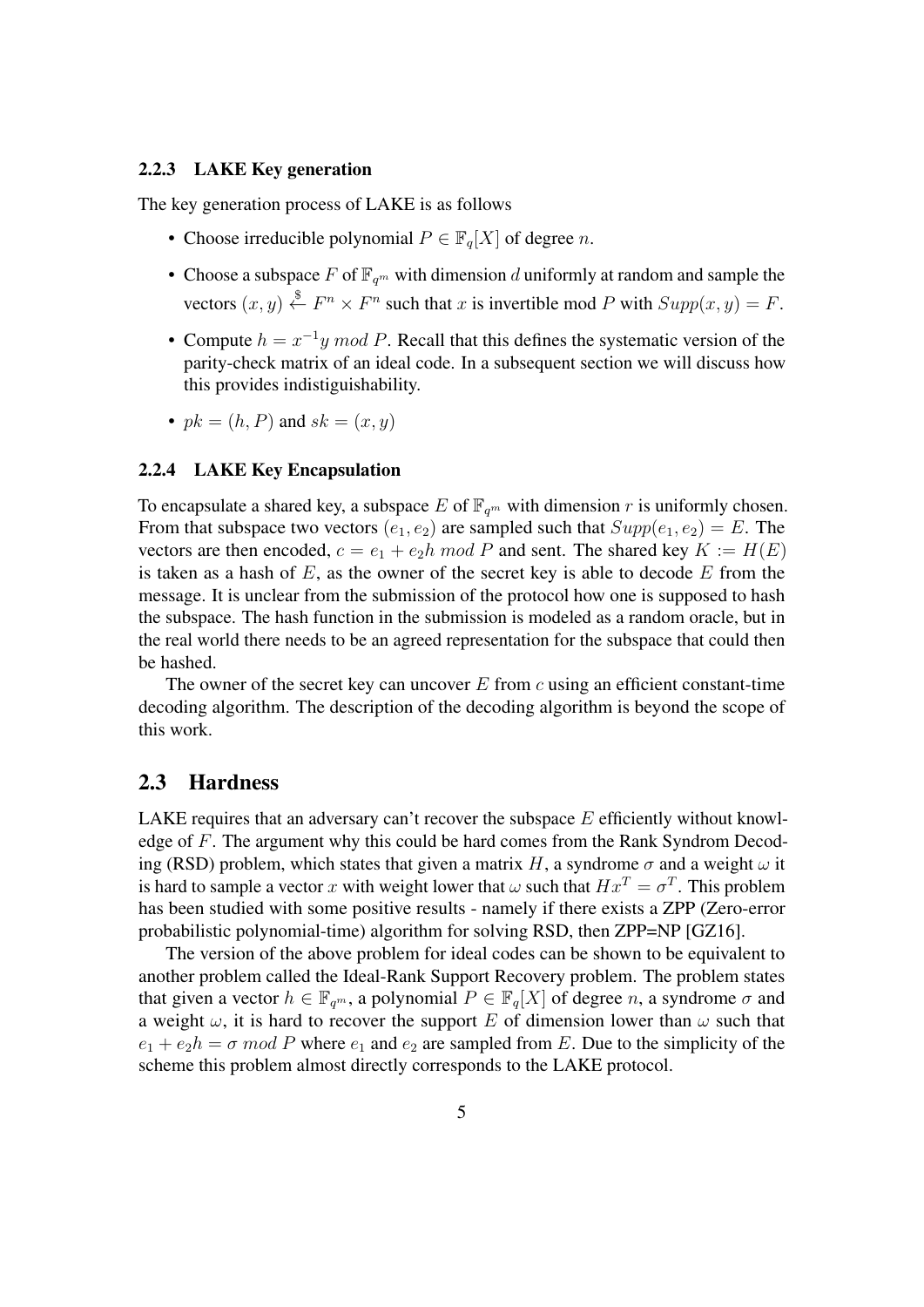#### 2.2.3 LAKE Key generation

The key generation process of LAKE is as follows

- Choose irreducible polynomial $P \in \mathbb{F}_q[X]$ of degree $n$.
- Choose a subspace $F$ of $\mathbb{F}_{q^m}$ with dimension $d$ uniformly at random and sample the vectors $(x, y) \xleftarrow{\$} F^n \times F^n$ such that $x$ is invertible mod $P$ with $Supp(x, y) = F$.
- Compute $h = x^{-1}y \ mod \ P$. Recall that this defines the systematic version of the parity-check matrix of an ideal code. In a subsequent section we will discuss how this provides indistiguishability.
- $pk = (h, P)$ and $sk = (x, y)$

#### 2.2.4 LAKE Key Encapsulation

To encapsulate a shared key, a subspace $E$ of $\mathbb{F}_{q^m}$ with dimension $r$ is uniformly chosen. From that subspace two vectors $(e_1, e_2)$ are sampled such that $Supp(e_1, e_2) = E$. The vectors are then encoded, $c = e_1 + e_2 h \ mod \ P$ and sent. The shared key $K := H(E)$ is taken as a hash of $E$, as the owner of the secret key is able to decode $E$ from the message. It is unclear from the submission of the protocol how one is supposed to hash the subspace. The hash function in the submission is modeled as a random oracle, but in the real world there needs to be an agreed representation for the subspace that could then be hashed.

The owner of the secret key can uncover $E$ from $c$ using an efficient constant-time decoding algorithm. The description of the decoding algorithm is beyond the scope of this work.

### 2.3 Hardness

LAKE requires that an adversary can't recover the subspace $E$ efficiently without knowledge of $F$. The argument why this could be hard comes from the Rank Syndrom Decoding (RSD) problem, which states that given a matrix $H$, a syndrome $\sigma$ and a weight $\omega$ it is hard to sample a vector $x$ with weight lower that $\omega$ such that $Hx^T = \sigma^T$. This problem has been studied with some positive results - namely if there exists a ZPP (Zero-error probabilistic polynomial-time) algorithm for solving RSD, then ZPP=NP [GZ16].

The version of the above problem for ideal codes can be shown to be equivalent to another problem called the Ideal-Rank Support Recovery problem. The problem states that given a vector $h \in \mathbb{F}_{q^m}$, a polynomial $P \in \mathbb{F}_q[X]$ of degree $n$, a syndrome $\sigma$ and a weight $\omega$, it is hard to recover the support $E$ of dimension lower than $\omega$ such that $e_1 + e_2 h = \sigma \ mod \ P$ where $e_1$ and $e_2$ are sampled from $E$. Due to the simplicity of the scheme this problem almost directly corresponds to the LAKE protocol.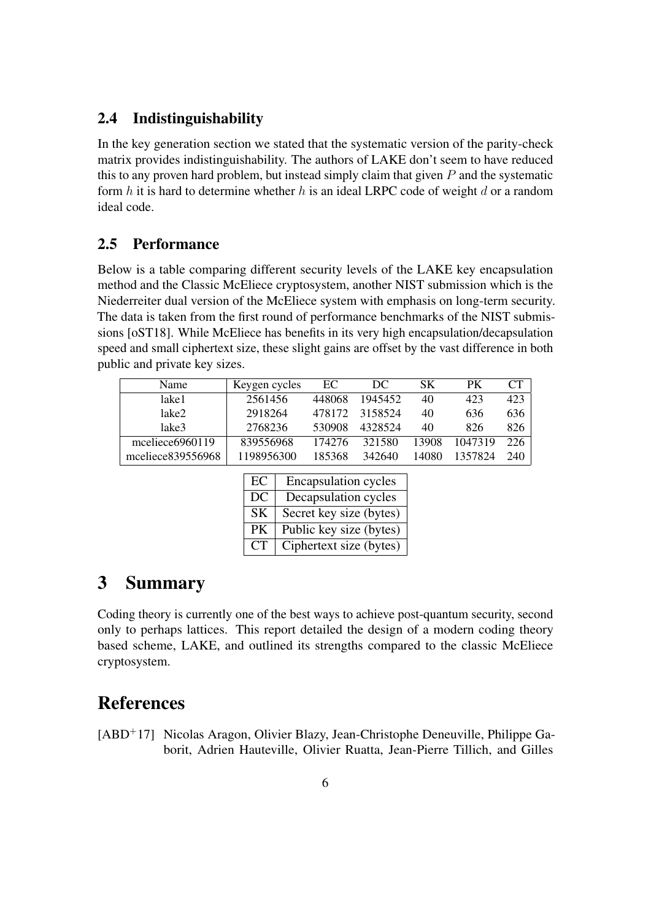## 2.4 Indistinguishability

In the key generation section we stated that the systematic version of the parity-check matrix provides indistinguishability. The authors of LAKE don't seem to have reduced this to any proven hard problem, but instead simply claim that given $P$ and the systematic form $h$ it is hard to determine whether $h$ is an ideal LRPC code of weight $d$ or a random ideal code.

## 2.5 Performance

Below is a table comparing different security levels of the LAKE key encapsulation method and the Classic McEliece cryptosystem, another NIST submission which is the Niederreiter dual version of the McEliece system with emphasis on long-term security. The data is taken from the first round of performance benchmarks of the NIST submissions [oST18]. While McEliece has benefits in its very high encapsulation/decapsulation speed and small ciphertext size, these slight gains are offset by the vast difference in both public and private key sizes.

| Name | Keygen cycles | EC | DC | SK | PK | CT |
|---|---|---|---|---|---|---|
| lake1 | 2561456 | 448068 | 1945452 | 40 | 423 | 423 |
| lake2 | 2918264 | 478172 | 3158524 | 40 | 636 | 636 |
| lake3 | 2768236 | 530908 | 4328524 | 40 | 826 | 826 |
| mceliece6960119 | 839556968 | 174276 | 321580 | 13908 | 1047319 | 226 |
| mceliece839556968 | 1198956300 | 185368 | 342640 | 14080 | 1357824 | 240 |

| | |
|---|---|
| EC | Encapsulation cycles |
| DC | Decapsulation cycles |
| SK | Secret key size (bytes) |
| PK | Public key size (bytes) |
| CT | Ciphertext size (bytes) |

# 3 Summary

Coding theory is currently one of the best ways to achieve post-quantum security, second only to perhaps lattices. This report detailed the design of a modern coding theory based scheme, LAKE, and outlined its strengths compared to the classic McEliece cryptosystem.

# References

[ABD+17] Nicolas Aragon, Olivier Blazy, Jean-Christophe Deneuville, Philippe Gaborit, Adrien Hauteville, Olivier Ruatta, Jean-Pierre Tillich, and Gilles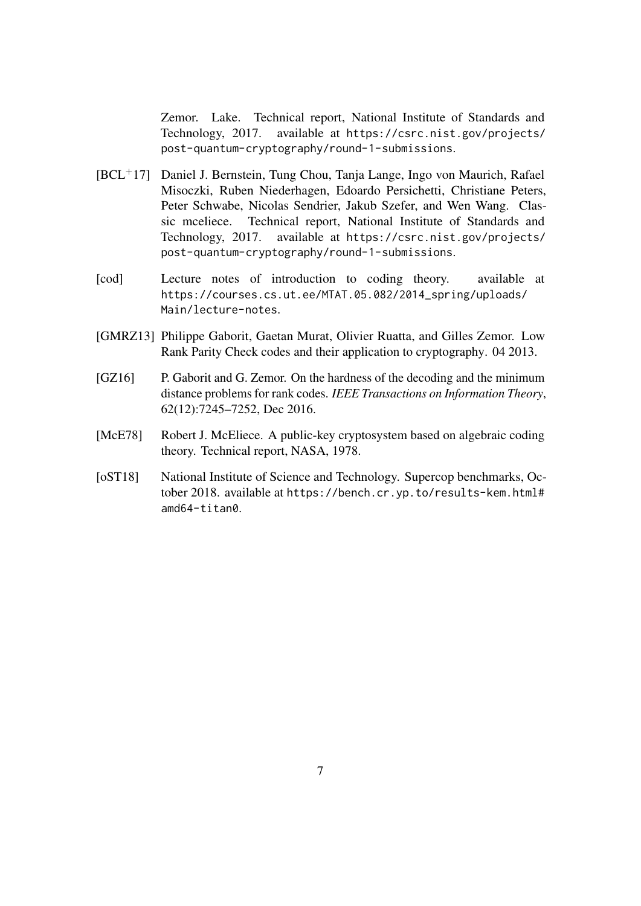Zemor. Lake. Technical report, National Institute of Standards and Technology, 2017. available at https://csrc.nist.gov/projects/post-quantum-cryptography/round-1-submissions.

[BCL+17] Daniel J. Bernstein, Tung Chou, Tanja Lange, Ingo von Maurich, Rafael Misoczki, Ruben Niederhagen, Edoardo Persichetti, Christiane Peters, Peter Schwabe, Nicolas Sendrier, Jakub Szefer, and Wen Wang. Classic mceliece. Technical report, National Institute of Standards and Technology, 2017. available at https://csrc.nist.gov/projects/post-quantum-cryptography/round-1-submissions.

[cod] Lecture notes of introduction to coding theory. available at https://courses.cs.ut.ee/MTAT.05.082/2014_spring/uploads/Main/lecture-notes.

[GMRZ13] Philippe Gaborit, Gaetan Murat, Olivier Ruatta, and Gilles Zemor. Low Rank Parity Check codes and their application to cryptography. 04 2013.

[GZ16] P. Gaborit and G. Zemor. On the hardness of the decoding and the minimum distance problems for rank codes. *IEEE Transactions on Information Theory*, 62(12):7245–7252, Dec 2016.

[McE78] Robert J. McEliece. A public-key cryptosystem based on algebraic coding theory. Technical report, NASA, 1978.

[oST18] National Institute of Science and Technology. Supercop benchmarks, October 2018. available at https://bench.cr.yp.to/results-kem.html#amd64-titan0.